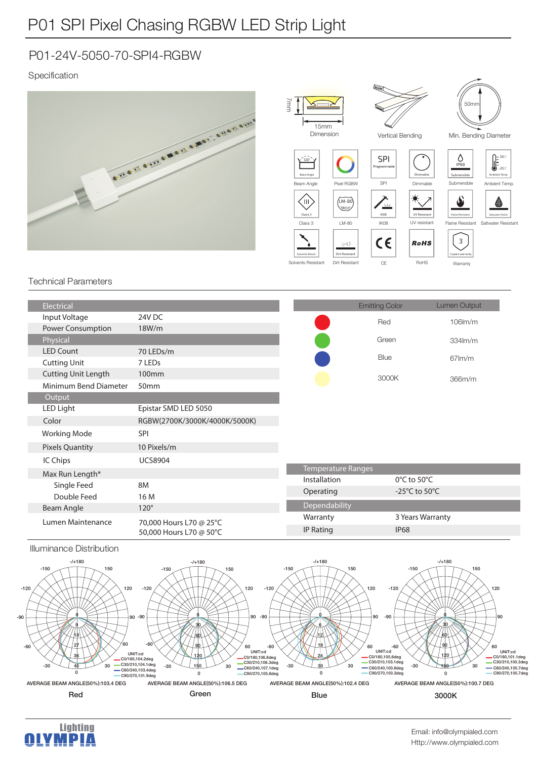# P01 SPI Pixel Chasing RGBW LED Strip Light

## P01-24V-5050-70-SPI4-RGBW

Specification

7mm
15mm
Dimension

Vertical Bending

50mm
Min. Bending Diameter

Beam Angle | Pixel RGBW | SPI | Dimmable | Submersible | Ambient Temp.

Class 3 | LM-80 | IK08 | UV resistant | Flame Resistant | Saltwater Resistant

Solvents Resistant | Dirt Resistant | CE | RoHS | Warranty

## Technical Parameters

| Electrical | |
|---|---|
| Input Voltage | 24V DC |
| Power Consumption | 18W/m |
| **Physical** | |
| LED Count | 70 LEDs/m |
| Cutting Unit | 7 LEDs |
| Cutting Unit Length | 100mm |
| Minimum Bend Diameter | 50mm |
| **Output** | |
| LED Light | Epistar SMD LED 5050 |
| Color | RGBW(2700K/3000K/4000K/5000K) |
| Working Mode | SPI |
| Pixels Quantity | 10 Pixels/m |
| IC Chips | UCS8904 |
| Max Run Length* | |
| Single Feed | 8M |
| Double Feed | 16 M |
| Beam Angle | 120° |
| Lumen Maintenance | 70,000 Hours L70 @ 25°C<br>50,000 Hours L70 @ 50°C |

| Emitting Color | Lumen Output |
|---|---|
| Red | 106lm/m |
| Green | 334lm/m |
| Blue | 67lm/m |
| 3000K | 366m/m |

| Temperature Ranges | |
|---|---|
| Installation | 0°C to 50°C |
| Operating | -25°C to 50°C |
| **Dependability** | |
| Warranty | 3 Years Warranty |
| IP Rating | IP68 |

## Illuminance Distribution

**Red**
UNIT:cd
C0/180,104.2deg
C30/210,104.1deg
C60/240,103.4deg
C90/270,101.9deg
AVERAGE BEAM ANGLE(50%):103.4 DEG

**Green**
UNIT:cd
C0/180,106.8deg
C30/210,106.3deg
C60/240,107.1deg
C90/270,105.8deg
AVERAGE BEAM ANGLE(50%):106.5 DEG

**Blue**
UNIT:cd
C0/180,105.6deg
C30/210,103.1deg
C60/240,100.8deg
C90/270,100.3deg
AVERAGE BEAM ANGLE(50%):102.4 DEG

**3000K**
UNIT:cd
C0/180,101.1deg
C30/210,100.3deg
C60/240,100.7deg
C90/270,100.7deg
AVERAGE BEAM ANGLE(50%):100.7 DEG

Lighting OLYMPIA

Email: info@olympialed.com
Http://www.olympialed.com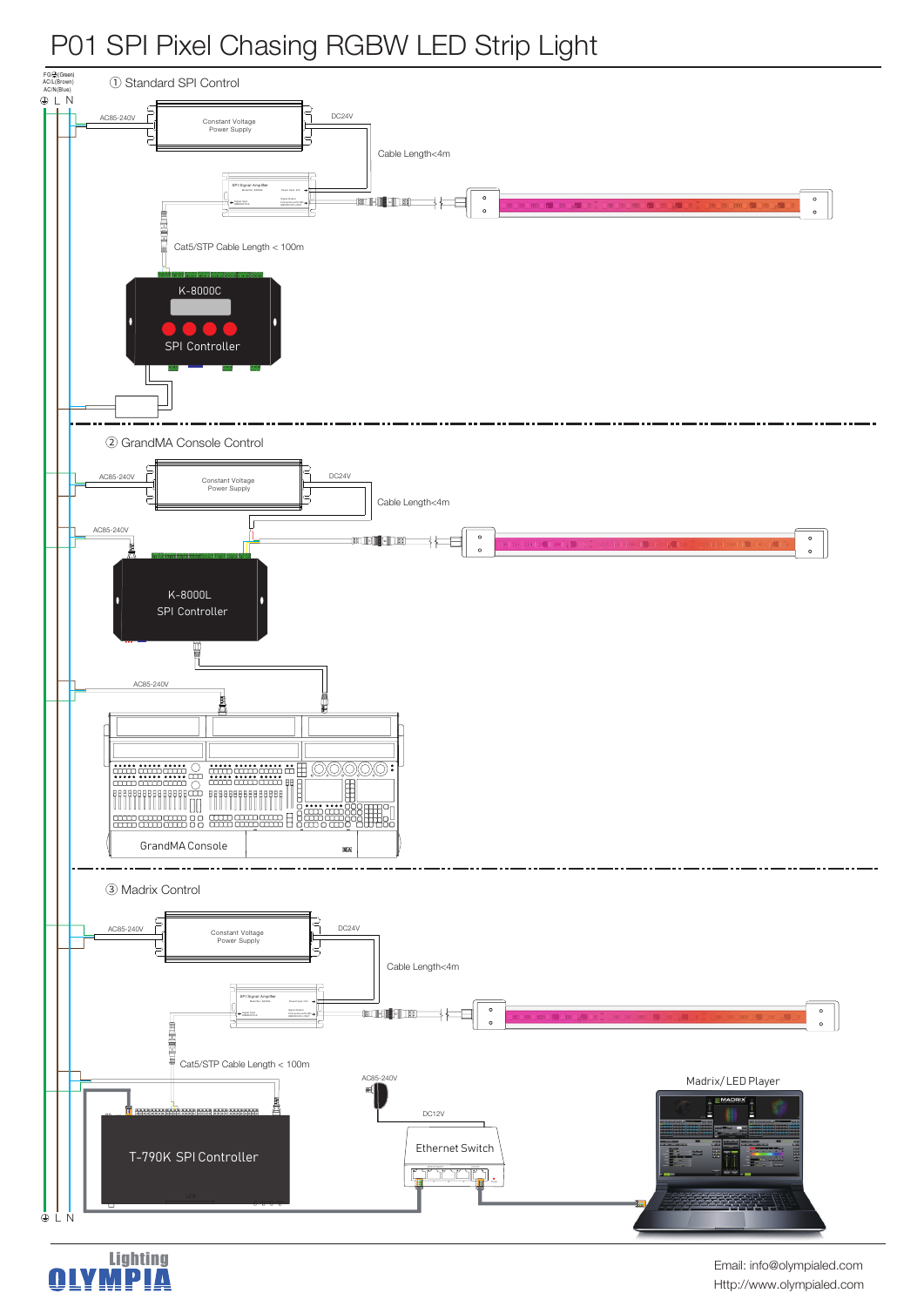# P01 SPI Pixel Chasing RGBW LED Strip Light

FG⏚(Green)
AC/L(Brown)
AC/N(Blue)

⏚ L N

① Standard SPI Control

AC85-240V

Constant Voltage
Power Supply

DC24V

Cable Length<4m

SPI Signal Amplifier

Cat5/STP Cable Length < 100m

K-8000C

SPI Controller

② GrandMA Console Control

AC85-240V

Constant Voltage
Power Supply

DC24V

Cable Length<4m

AC85-240V

K-8000L
SPI Controller

AC85-240V

GrandMA Console

③ Madrix Control

AC85-240V

Constant Voltage
Power Supply

DC24V

Cable Length<4m

SPI Signal Amplifier

Cat5/STP Cable Length < 100m

AC85-240V

DC12V

Madrix/ LED Player

T-790K SPI Controller

Ethernet Switch

⏚ L N

Lighting
OLYMPIA

Email: info@olympialed.com
Http://www.olympialed.com